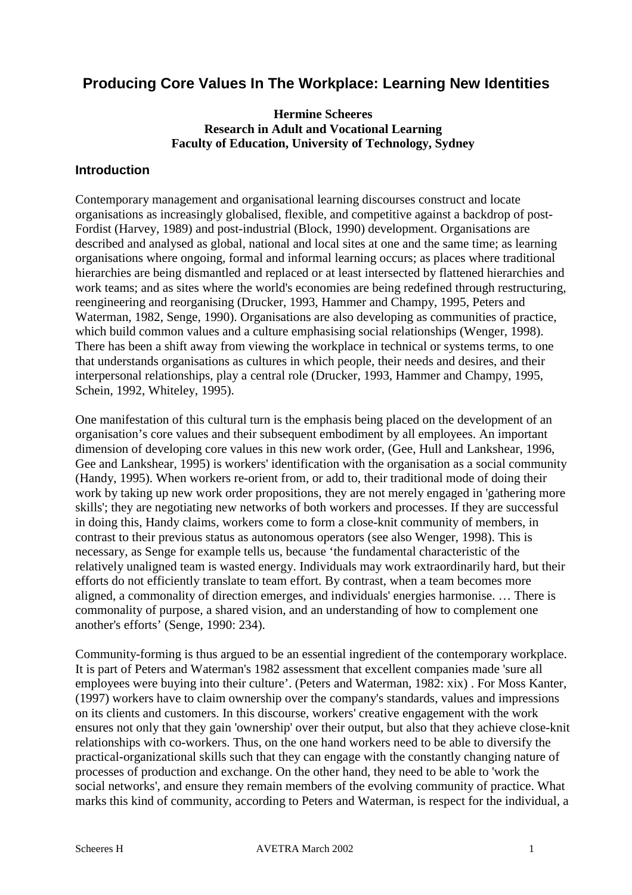# Producing Core Values In The Workplace: Learning New Identities

**Hermine Scheeres**
**Research in Adult and Vocational Learning**
**Faculty of Education, University of Technology, Sydney**

## Introduction

Contemporary management and organisational learning discourses construct and locate organisations as increasingly globalised, flexible, and competitive against a backdrop of post-Fordist (Harvey, 1989) and post-industrial (Block, 1990) development. Organisations are described and analysed as global, national and local sites at one and the same time; as learning organisations where ongoing, formal and informal learning occurs; as places where traditional hierarchies are being dismantled and replaced or at least intersected by flattened hierarchies and work teams; and as sites where the world's economies are being redefined through restructuring, reengineering and reorganising (Drucker, 1993, Hammer and Champy, 1995, Peters and Waterman, 1982, Senge, 1990). Organisations are also developing as communities of practice, which build common values and a culture emphasising social relationships (Wenger, 1998). There has been a shift away from viewing the workplace in technical or systems terms, to one that understands organisations as cultures in which people, their needs and desires, and their interpersonal relationships, play a central role (Drucker, 1993, Hammer and Champy, 1995, Schein, 1992, Whiteley, 1995).

One manifestation of this cultural turn is the emphasis being placed on the development of an organisation's core values and their subsequent embodiment by all employees. An important dimension of developing core values in this new work order, (Gee, Hull and Lankshear, 1996, Gee and Lankshear, 1995) is workers' identification with the organisation as a social community (Handy, 1995). When workers re-orient from, or add to, their traditional mode of doing their work by taking up new work order propositions, they are not merely engaged in 'gathering more skills'; they are negotiating new networks of both workers and processes. If they are successful in doing this, Handy claims, workers come to form a close-knit community of members, in contrast to their previous status as autonomous operators (see also Wenger, 1998). This is necessary, as Senge for example tells us, because 'the fundamental characteristic of the relatively unaligned team is wasted energy. Individuals may work extraordinarily hard, but their efforts do not efficiently translate to team effort. By contrast, when a team becomes more aligned, a commonality of direction emerges, and individuals' energies harmonise. … There is commonality of purpose, a shared vision, and an understanding of how to complement one another's efforts' (Senge, 1990: 234).

Community-forming is thus argued to be an essential ingredient of the contemporary workplace. It is part of Peters and Waterman's 1982 assessment that excellent companies made 'sure all employees were buying into their culture'. (Peters and Waterman, 1982: xix) . For Moss Kanter, (1997) workers have to claim ownership over the company's standards, values and impressions on its clients and customers. In this discourse, workers' creative engagement with the work ensures not only that they gain 'ownership' over their output, but also that they achieve close-knit relationships with co-workers. Thus, on the one hand workers need to be able to diversify the practical-organizational skills such that they can engage with the constantly changing nature of processes of production and exchange. On the other hand, they need to be able to 'work the social networks', and ensure they remain members of the evolving community of practice. What marks this kind of community, according to Peters and Waterman, is respect for the individual, a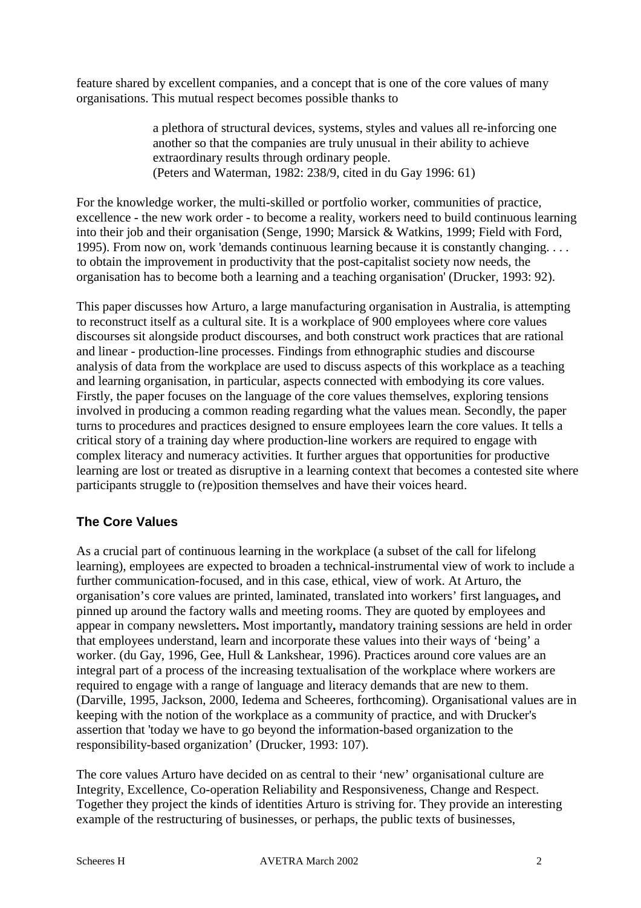feature shared by excellent companies, and a concept that is one of the core values of many organisations. This mutual respect becomes possible thanks to

> a plethora of structural devices, systems, styles and values all re-inforcing one another so that the companies are truly unusual in their ability to achieve extraordinary results through ordinary people.
> (Peters and Waterman, 1982: 238/9, cited in du Gay 1996: 61)

For the knowledge worker, the multi-skilled or portfolio worker, communities of practice, excellence - the new work order - to become a reality, workers need to build continuous learning into their job and their organisation (Senge, 1990; Marsick & Watkins, 1999; Field with Ford, 1995). From now on, work 'demands continuous learning because it is constantly changing. . . . to obtain the improvement in productivity that the post-capitalist society now needs, the organisation has to become both a learning and a teaching organisation' (Drucker, 1993: 92).

This paper discusses how Arturo, a large manufacturing organisation in Australia, is attempting to reconstruct itself as a cultural site. It is a workplace of 900 employees where core values discourses sit alongside product discourses, and both construct work practices that are rational and linear - production-line processes. Findings from ethnographic studies and discourse analysis of data from the workplace are used to discuss aspects of this workplace as a teaching and learning organisation, in particular, aspects connected with embodying its core values. Firstly, the paper focuses on the language of the core values themselves, exploring tensions involved in producing a common reading regarding what the values mean. Secondly, the paper turns to procedures and practices designed to ensure employees learn the core values. It tells a critical story of a training day where production-line workers are required to engage with complex literacy and numeracy activities. It further argues that opportunities for productive learning are lost or treated as disruptive in a learning context that becomes a contested site where participants struggle to (re)position themselves and have their voices heard.

## The Core Values

As a crucial part of continuous learning in the workplace (a subset of the call for lifelong learning), employees are expected to broaden a technical-instrumental view of work to include a further communication-focused, and in this case, ethical, view of work. At Arturo, the organisation's core values are printed, laminated, translated into workers' first languages**,** and pinned up around the factory walls and meeting rooms. They are quoted by employees and appear in company newsletters**.** Most importantly**,** mandatory training sessions are held in order that employees understand, learn and incorporate these values into their ways of 'being' a worker. (du Gay, 1996, Gee, Hull & Lankshear, 1996). Practices around core values are an integral part of a process of the increasing textualisation of the workplace where workers are required to engage with a range of language and literacy demands that are new to them. (Darville, 1995, Jackson, 2000, Iedema and Scheeres, forthcoming). Organisational values are in keeping with the notion of the workplace as a community of practice, and with Drucker's assertion that 'today we have to go beyond the information-based organization to the responsibility-based organization' (Drucker, 1993: 107).

The core values Arturo have decided on as central to their 'new' organisational culture are Integrity, Excellence, Co-operation Reliability and Responsiveness, Change and Respect. Together they project the kinds of identities Arturo is striving for. They provide an interesting example of the restructuring of businesses, or perhaps, the public texts of businesses,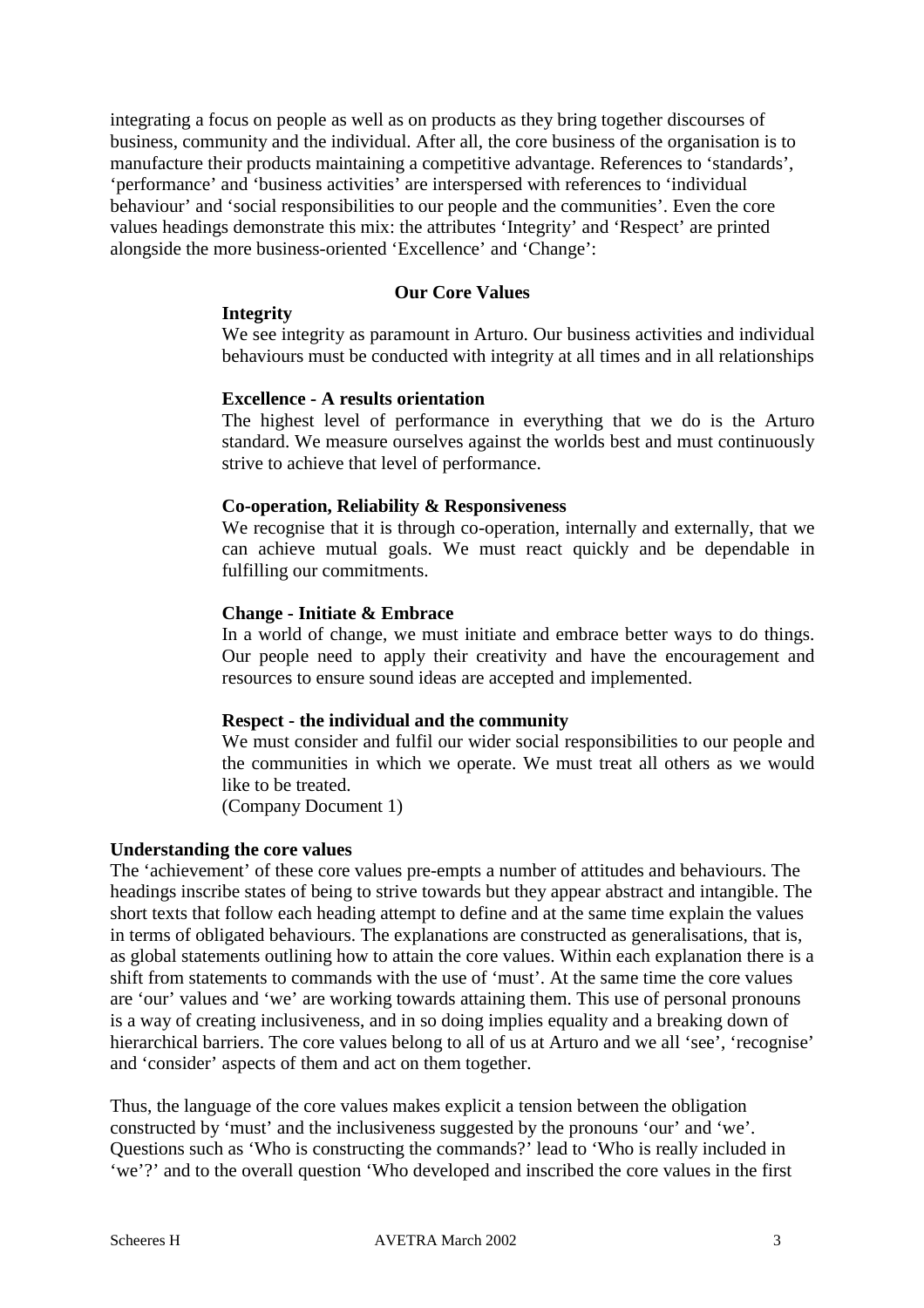integrating a focus on people as well as on products as they bring together discourses of business, community and the individual. After all, the core business of the organisation is to manufacture their products maintaining a competitive advantage. References to 'standards', 'performance' and 'business activities' are interspersed with references to 'individual behaviour' and 'social responsibilities to our people and the communities'. Even the core values headings demonstrate this mix: the attributes 'Integrity' and 'Respect' are printed alongside the more business-oriented 'Excellence' and 'Change':

> **Our Core Values**
>
> **Integrity**
> We see integrity as paramount in Arturo. Our business activities and individual behaviours must be conducted with integrity at all times and in all relationships
>
> **Excellence - A results orientation**
> The highest level of performance in everything that we do is the Arturo standard. We measure ourselves against the worlds best and must continuously strive to achieve that level of performance.
>
> **Co-operation, Reliability & Responsiveness**
> We recognise that it is through co-operation, internally and externally, that we can achieve mutual goals. We must react quickly and be dependable in fulfilling our commitments.
>
> **Change - Initiate & Embrace**
> In a world of change, we must initiate and embrace better ways to do things. Our people need to apply their creativity and have the encouragement and resources to ensure sound ideas are accepted and implemented.
>
> **Respect - the individual and the community**
> We must consider and fulfil our wider social responsibilities to our people and the communities in which we operate. We must treat all others as we would like to be treated.
> (Company Document 1)

### Understanding the core values

The 'achievement' of these core values pre-empts a number of attitudes and behaviours. The headings inscribe states of being to strive towards but they appear abstract and intangible. The short texts that follow each heading attempt to define and at the same time explain the values in terms of obligated behaviours. The explanations are constructed as generalisations, that is, as global statements outlining how to attain the core values. Within each explanation there is a shift from statements to commands with the use of 'must'. At the same time the core values are 'our' values and 'we' are working towards attaining them. This use of personal pronouns is a way of creating inclusiveness, and in so doing implies equality and a breaking down of hierarchical barriers. The core values belong to all of us at Arturo and we all 'see', 'recognise' and 'consider' aspects of them and act on them together.

Thus, the language of the core values makes explicit a tension between the obligation constructed by 'must' and the inclusiveness suggested by the pronouns 'our' and 'we'. Questions such as 'Who is constructing the commands?' lead to 'Who is really included in 'we'?' and to the overall question 'Who developed and inscribed the core values in the first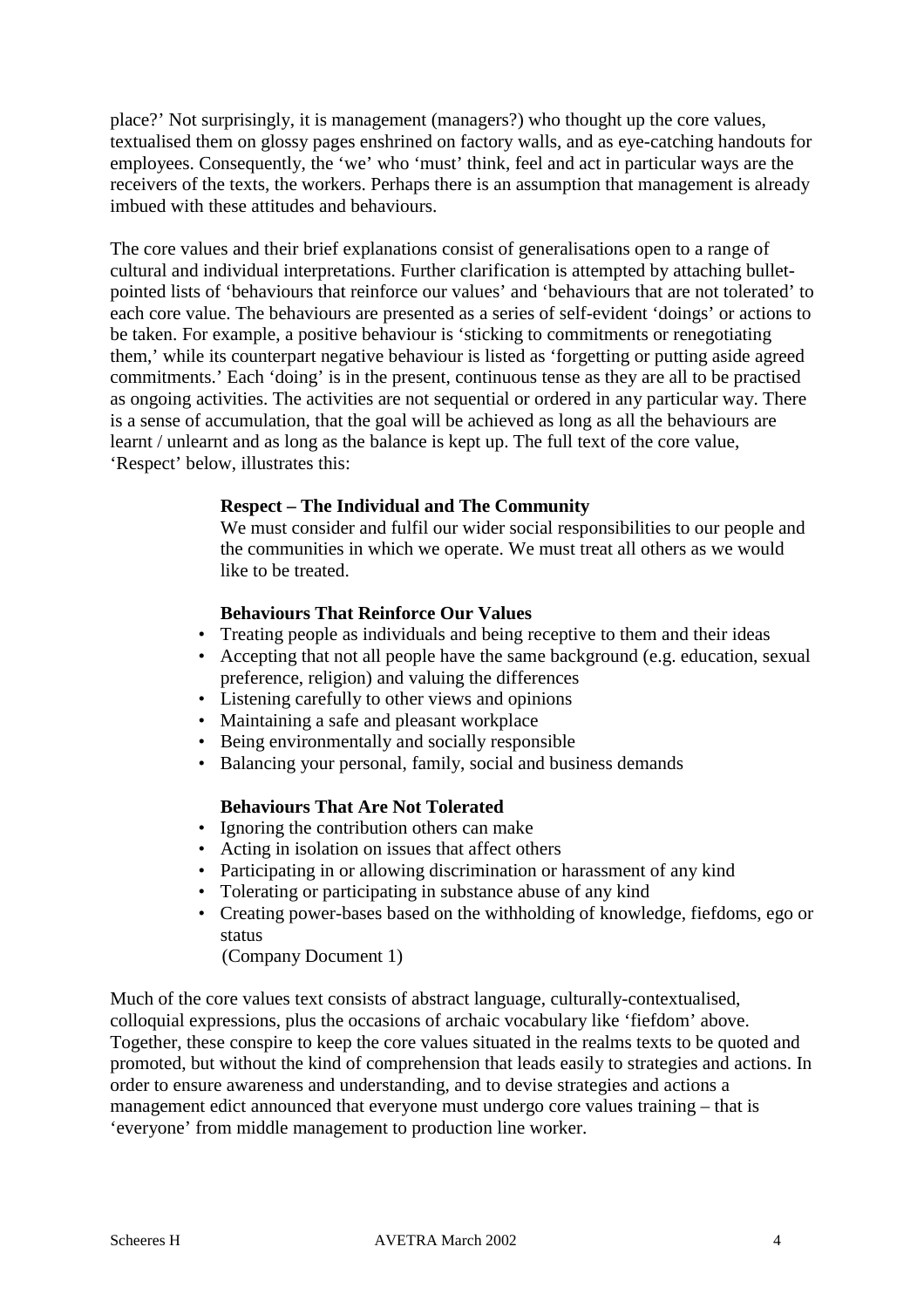place?' Not surprisingly, it is management (managers?) who thought up the core values, textualised them on glossy pages enshrined on factory walls, and as eye-catching handouts for employees. Consequently, the 'we' who 'must' think, feel and act in particular ways are the receivers of the texts, the workers. Perhaps there is an assumption that management is already imbued with these attitudes and behaviours.

The core values and their brief explanations consist of generalisations open to a range of cultural and individual interpretations. Further clarification is attempted by attaching bullet-pointed lists of 'behaviours that reinforce our values' and 'behaviours that are not tolerated' to each core value. The behaviours are presented as a series of self-evident 'doings' or actions to be taken. For example, a positive behaviour is 'sticking to commitments or renegotiating them,' while its counterpart negative behaviour is listed as 'forgetting or putting aside agreed commitments.' Each 'doing' is in the present, continuous tense as they are all to be practised as ongoing activities. The activities are not sequential or ordered in any particular way. There is a sense of accumulation, that the goal will be achieved as long as all the behaviours are learnt / unlearnt and as long as the balance is kept up. The full text of the core value, 'Respect' below, illustrates this:

> **Respect – The Individual and The Community**
>
> We must consider and fulfil our wider social responsibilities to our people and the communities in which we operate. We must treat all others as we would like to be treated.
>
> **Behaviours That Reinforce Our Values**
>
> - Treating people as individuals and being receptive to them and their ideas
> - Accepting that not all people have the same background (e.g. education, sexual preference, religion) and valuing the differences
> - Listening carefully to other views and opinions
> - Maintaining a safe and pleasant workplace
> - Being environmentally and socially responsible
> - Balancing your personal, family, social and business demands
>
> **Behaviours That Are Not Tolerated**
>
> - Ignoring the contribution others can make
> - Acting in isolation on issues that affect others
> - Participating in or allowing discrimination or harassment of any kind
> - Tolerating or participating in substance abuse of any kind
> - Creating power-bases based on the withholding of knowledge, fiefdoms, ego or status
>
> (Company Document 1)

Much of the core values text consists of abstract language, culturally-contextualised, colloquial expressions, plus the occasions of archaic vocabulary like 'fiefdom' above. Together, these conspire to keep the core values situated in the realms texts to be quoted and promoted, but without the kind of comprehension that leads easily to strategies and actions. In order to ensure awareness and understanding, and to devise strategies and actions a management edict announced that everyone must undergo core values training – that is 'everyone' from middle management to production line worker.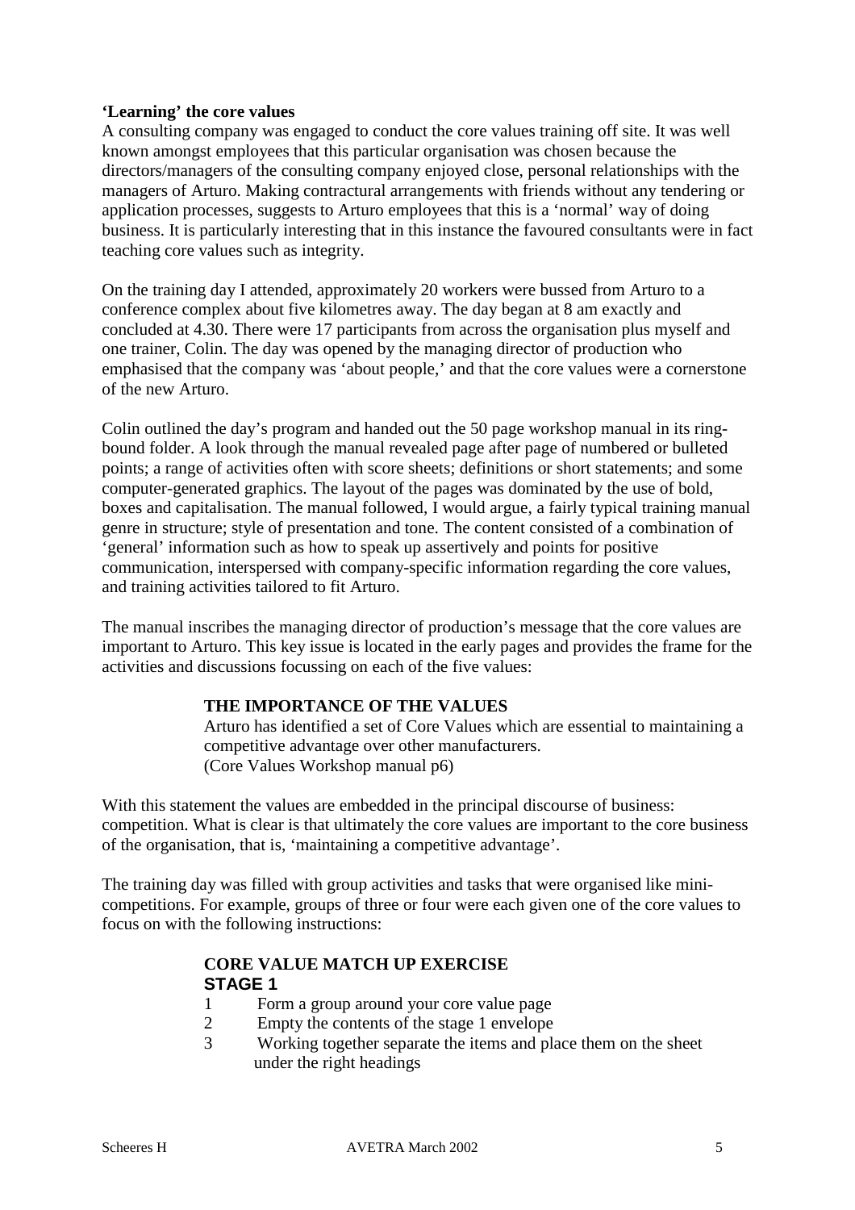**'Learning' the core values**

A consulting company was engaged to conduct the core values training off site. It was well known amongst employees that this particular organisation was chosen because the directors/managers of the consulting company enjoyed close, personal relationships with the managers of Arturo. Making contractural arrangements with friends without any tendering or application processes, suggests to Arturo employees that this is a 'normal' way of doing business. It is particularly interesting that in this instance the favoured consultants were in fact teaching core values such as integrity.

On the training day I attended, approximately 20 workers were bussed from Arturo to a conference complex about five kilometres away. The day began at 8 am exactly and concluded at 4.30. There were 17 participants from across the organisation plus myself and one trainer, Colin. The day was opened by the managing director of production who emphasised that the company was 'about people,' and that the core values were a cornerstone of the new Arturo.

Colin outlined the day's program and handed out the 50 page workshop manual in its ring-bound folder. A look through the manual revealed page after page of numbered or bulleted points; a range of activities often with score sheets; definitions or short statements; and some computer-generated graphics. The layout of the pages was dominated by the use of bold, boxes and capitalisation. The manual followed, I would argue, a fairly typical training manual genre in structure; style of presentation and tone. The content consisted of a combination of 'general' information such as how to speak up assertively and points for positive communication, interspersed with company-specific information regarding the core values, and training activities tailored to fit Arturo.

The manual inscribes the managing director of production's message that the core values are important to Arturo. This key issue is located in the early pages and provides the frame for the activities and discussions focussing on each of the five values:

> **THE IMPORTANCE OF THE VALUES**
> Arturo has identified a set of Core Values which are essential to maintaining a competitive advantage over other manufacturers.
> (Core Values Workshop manual p6)

With this statement the values are embedded in the principal discourse of business: competition. What is clear is that ultimately the core values are important to the core business of the organisation, that is, 'maintaining a competitive advantage'.

The training day was filled with group activities and tasks that were organised like mini-competitions. For example, groups of three or four were each given one of the core values to focus on with the following instructions:

> **CORE VALUE MATCH UP EXERCISE**
> **STAGE 1**
> 1. Form a group around your core value page
> 2. Empty the contents of the stage 1 envelope
> 3. Working together separate the items and place them on the sheet under the right headings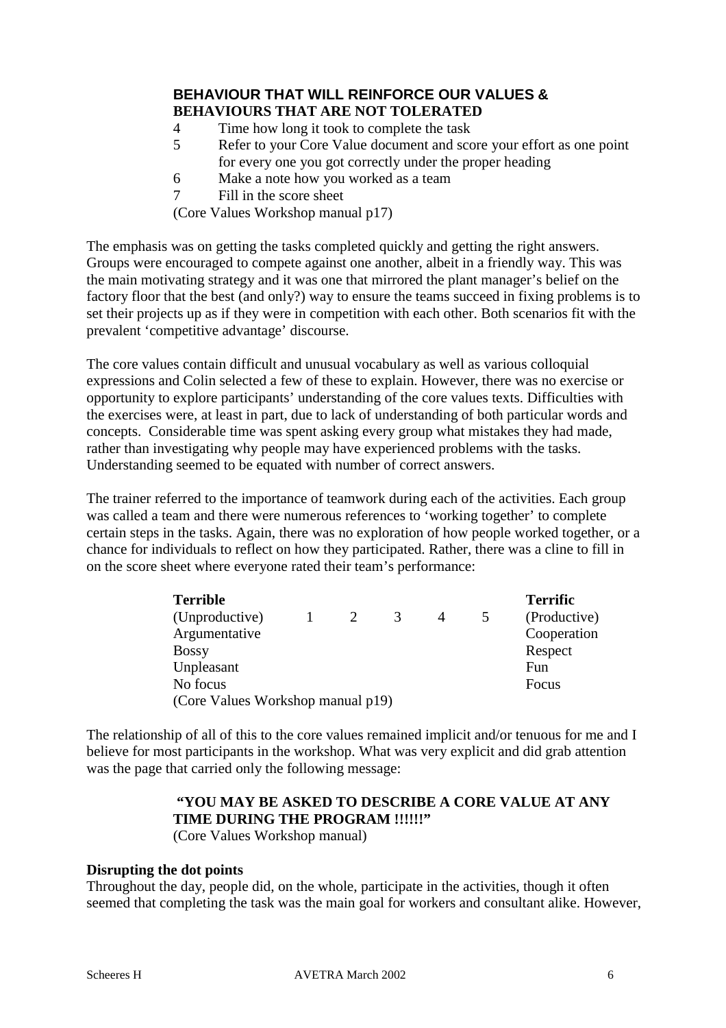**BEHAVIOUR THAT WILL REINFORCE OUR VALUES & BEHAVIOURS THAT ARE NOT TOLERATED**

4 Time how long it took to complete the task
5 Refer to your Core Value document and score your effort as one point for every one you got correctly under the proper heading
6 Make a note how you worked as a team
7 Fill in the score sheet

(Core Values Workshop manual p17)

The emphasis was on getting the tasks completed quickly and getting the right answers. Groups were encouraged to compete against one another, albeit in a friendly way. This was the main motivating strategy and it was one that mirrored the plant manager's belief on the factory floor that the best (and only?) way to ensure the teams succeed in fixing problems is to set their projects up as if they were in competition with each other. Both scenarios fit with the prevalent 'competitive advantage' discourse.

The core values contain difficult and unusual vocabulary as well as various colloquial expressions and Colin selected a few of these to explain. However, there was no exercise or opportunity to explore participants' understanding of the core values texts. Difficulties with the exercises were, at least in part, due to lack of understanding of both particular words and concepts. Considerable time was spent asking every group what mistakes they had made, rather than investigating why people may have experienced problems with the tasks. Understanding seemed to be equated with number of correct answers.

The trainer referred to the importance of teamwork during each of the activities. Each group was called a team and there were numerous references to 'working together' to complete certain steps in the tasks. Again, there was no exploration of how people worked together, or a chance for individuals to reflect on how they participated. Rather, there was a cline to fill in on the score sheet where everyone rated their team's performance:

| **Terrible** | | | | | | **Terrific** |
|---|---|---|---|---|---|---|
| (Unproductive) | 1 | 2 | 3 | 4 | 5 | (Productive) |
| Argumentative | | | | | | Cooperation |
| Bossy | | | | | | Respect |
| Unpleasant | | | | | | Fun |
| No focus | | | | | | Focus |

(Core Values Workshop manual p19)

The relationship of all of this to the core values remained implicit and/or tenuous for me and I believe for most participants in the workshop. What was very explicit and did grab attention was the page that carried only the following message:

> **"YOU MAY BE ASKED TO DESCRIBE A CORE VALUE AT ANY TIME DURING THE PROGRAM !!!!!!"**
> (Core Values Workshop manual)

**Disrupting the dot points**

Throughout the day, people did, on the whole, participate in the activities, though it often seemed that completing the task was the main goal for workers and consultant alike. However,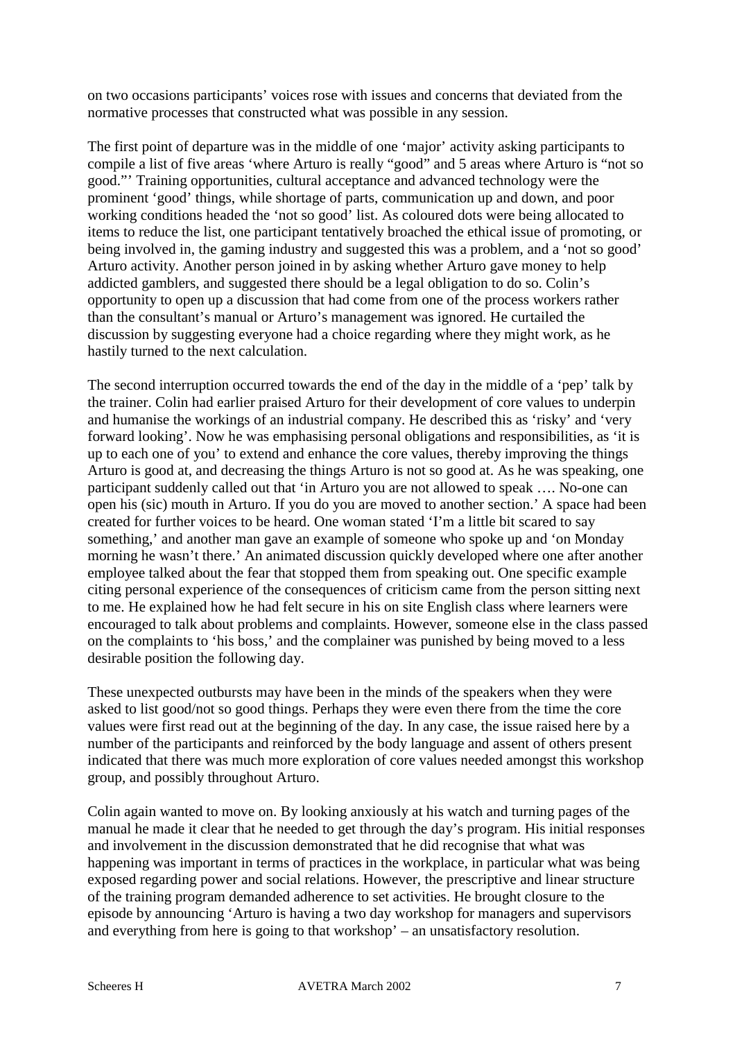on two occasions participants' voices rose with issues and concerns that deviated from the normative processes that constructed what was possible in any session.

The first point of departure was in the middle of one 'major' activity asking participants to compile a list of five areas 'where Arturo is really "good" and 5 areas where Arturo is "not so good."' Training opportunities, cultural acceptance and advanced technology were the prominent 'good' things, while shortage of parts, communication up and down, and poor working conditions headed the 'not so good' list. As coloured dots were being allocated to items to reduce the list, one participant tentatively broached the ethical issue of promoting, or being involved in, the gaming industry and suggested this was a problem, and a 'not so good' Arturo activity. Another person joined in by asking whether Arturo gave money to help addicted gamblers, and suggested there should be a legal obligation to do so. Colin's opportunity to open up a discussion that had come from one of the process workers rather than the consultant's manual or Arturo's management was ignored. He curtailed the discussion by suggesting everyone had a choice regarding where they might work, as he hastily turned to the next calculation.

The second interruption occurred towards the end of the day in the middle of a 'pep' talk by the trainer. Colin had earlier praised Arturo for their development of core values to underpin and humanise the workings of an industrial company. He described this as 'risky' and 'very forward looking'. Now he was emphasising personal obligations and responsibilities, as 'it is up to each one of you' to extend and enhance the core values, thereby improving the things Arturo is good at, and decreasing the things Arturo is not so good at. As he was speaking, one participant suddenly called out that 'in Arturo you are not allowed to speak …. No-one can open his (sic) mouth in Arturo. If you do you are moved to another section.' A space had been created for further voices to be heard. One woman stated 'I'm a little bit scared to say something,' and another man gave an example of someone who spoke up and 'on Monday morning he wasn't there.' An animated discussion quickly developed where one after another employee talked about the fear that stopped them from speaking out. One specific example citing personal experience of the consequences of criticism came from the person sitting next to me. He explained how he had felt secure in his on site English class where learners were encouraged to talk about problems and complaints. However, someone else in the class passed on the complaints to 'his boss,' and the complainer was punished by being moved to a less desirable position the following day.

These unexpected outbursts may have been in the minds of the speakers when they were asked to list good/not so good things. Perhaps they were even there from the time the core values were first read out at the beginning of the day. In any case, the issue raised here by a number of the participants and reinforced by the body language and assent of others present indicated that there was much more exploration of core values needed amongst this workshop group, and possibly throughout Arturo.

Colin again wanted to move on. By looking anxiously at his watch and turning pages of the manual he made it clear that he needed to get through the day's program. His initial responses and involvement in the discussion demonstrated that he did recognise that what was happening was important in terms of practices in the workplace, in particular what was being exposed regarding power and social relations. However, the prescriptive and linear structure of the training program demanded adherence to set activities. He brought closure to the episode by announcing 'Arturo is having a two day workshop for managers and supervisors and everything from here is going to that workshop' – an unsatisfactory resolution.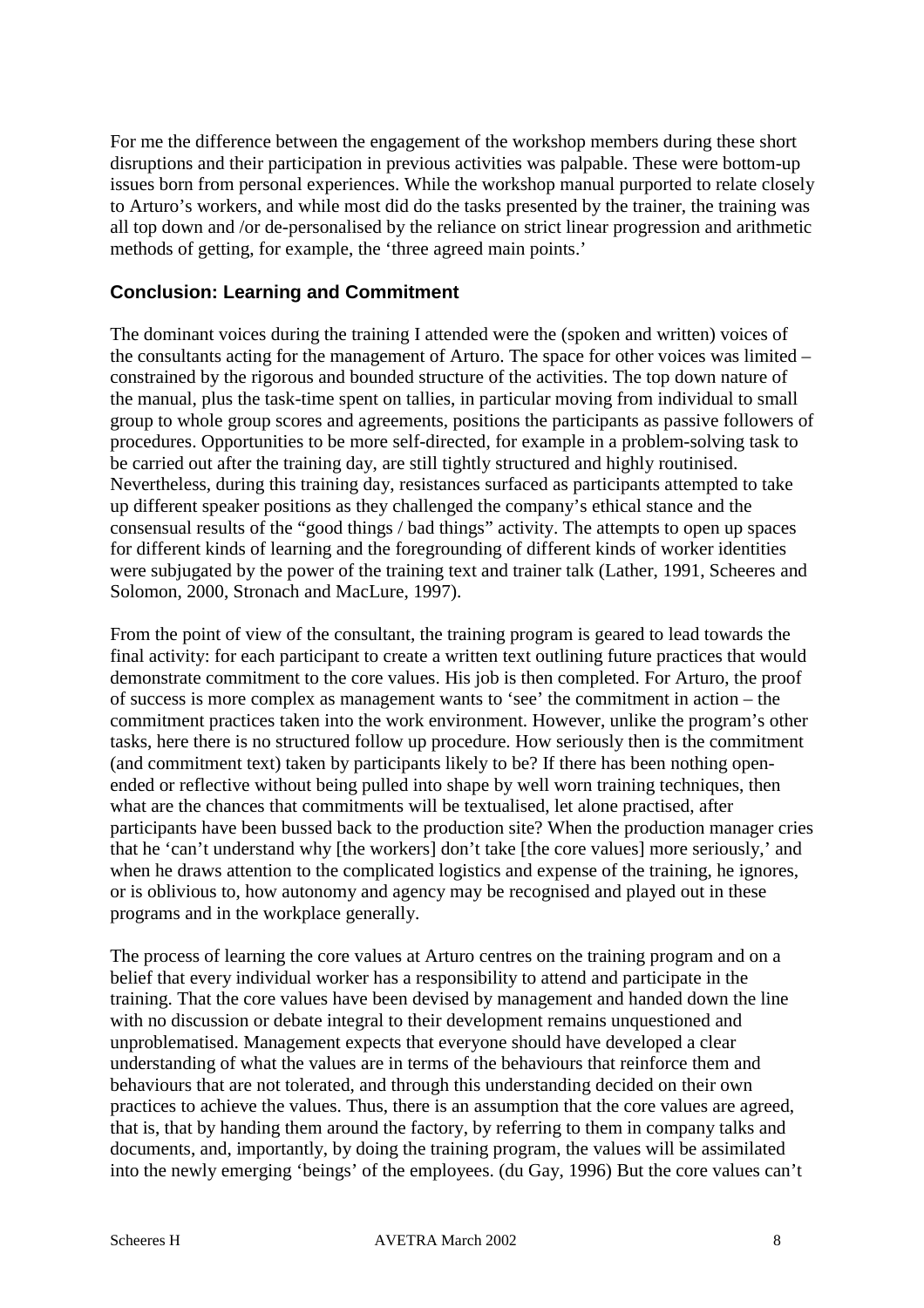For me the difference between the engagement of the workshop members during these short disruptions and their participation in previous activities was palpable. These were bottom-up issues born from personal experiences. While the workshop manual purported to relate closely to Arturo's workers, and while most did do the tasks presented by the trainer, the training was all top down and /or de-personalised by the reliance on strict linear progression and arithmetic methods of getting, for example, the 'three agreed main points.'

### Conclusion: Learning and Commitment

The dominant voices during the training I attended were the (spoken and written) voices of the consultants acting for the management of Arturo. The space for other voices was limited – constrained by the rigorous and bounded structure of the activities. The top down nature of the manual, plus the task-time spent on tallies, in particular moving from individual to small group to whole group scores and agreements, positions the participants as passive followers of procedures. Opportunities to be more self-directed, for example in a problem-solving task to be carried out after the training day, are still tightly structured and highly routinised. Nevertheless, during this training day, resistances surfaced as participants attempted to take up different speaker positions as they challenged the company's ethical stance and the consensual results of the "good things / bad things" activity. The attempts to open up spaces for different kinds of learning and the foregrounding of different kinds of worker identities were subjugated by the power of the training text and trainer talk (Lather, 1991, Scheeres and Solomon, 2000, Stronach and MacLure, 1997).

From the point of view of the consultant, the training program is geared to lead towards the final activity: for each participant to create a written text outlining future practices that would demonstrate commitment to the core values. His job is then completed. For Arturo, the proof of success is more complex as management wants to 'see' the commitment in action – the commitment practices taken into the work environment. However, unlike the program's other tasks, here there is no structured follow up procedure. How seriously then is the commitment (and commitment text) taken by participants likely to be? If there has been nothing open-ended or reflective without being pulled into shape by well worn training techniques, then what are the chances that commitments will be textualised, let alone practised, after participants have been bussed back to the production site? When the production manager cries that he 'can't understand why [the workers] don't take [the core values] more seriously,' and when he draws attention to the complicated logistics and expense of the training, he ignores, or is oblivious to, how autonomy and agency may be recognised and played out in these programs and in the workplace generally.

The process of learning the core values at Arturo centres on the training program and on a belief that every individual worker has a responsibility to attend and participate in the training. That the core values have been devised by management and handed down the line with no discussion or debate integral to their development remains unquestioned and unproblematised. Management expects that everyone should have developed a clear understanding of what the values are in terms of the behaviours that reinforce them and behaviours that are not tolerated, and through this understanding decided on their own practices to achieve the values. Thus, there is an assumption that the core values are agreed, that is, that by handing them around the factory, by referring to them in company talks and documents, and, importantly, by doing the training program, the values will be assimilated into the newly emerging 'beings' of the employees. (du Gay, 1996) But the core values can't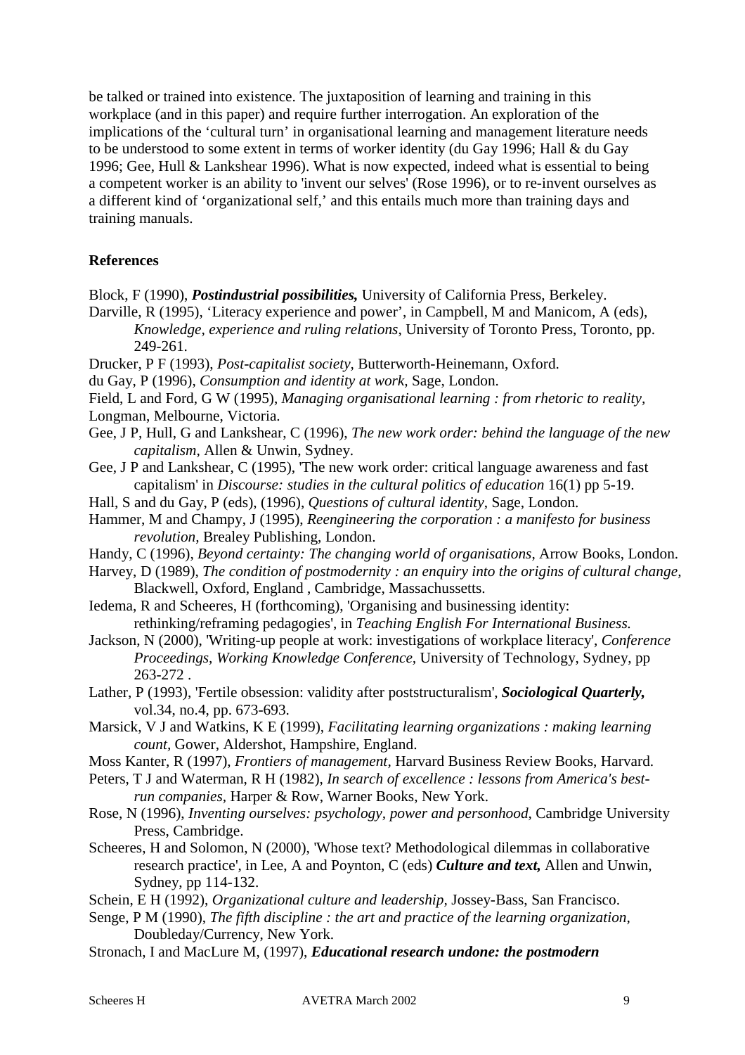be talked or trained into existence. The juxtaposition of learning and training in this workplace (and in this paper) and require further interrogation. An exploration of the implications of the 'cultural turn' in organisational learning and management literature needs to be understood to some extent in terms of worker identity (du Gay 1996; Hall & du Gay 1996; Gee, Hull & Lankshear 1996). What is now expected, indeed what is essential to being a competent worker is an ability to 'invent our selves' (Rose 1996), or to re-invent ourselves as a different kind of 'organizational self,' and this entails much more than training days and training manuals.

## References

Block, F (1990), ***Postindustrial possibilities,*** University of California Press, Berkeley.

Darville, R (1995), 'Literacy experience and power', in Campbell, M and Manicom, A (eds), *Knowledge, experience and ruling relations*, University of Toronto Press, Toronto, pp. 249-261.

Drucker, P F (1993), *Post-capitalist society*, Butterworth-Heinemann, Oxford.

du Gay, P (1996), *Consumption and identity at work*, Sage, London.

Field, L and Ford, G W (1995), *Managing organisational learning : from rhetoric to reality*, Longman, Melbourne, Victoria.

Gee, J P, Hull, G and Lankshear, C (1996), *The new work order: behind the language of the new capitalism*, Allen & Unwin, Sydney.

Gee, J P and Lankshear, C (1995), 'The new work order: critical language awareness and fast capitalism' in *Discourse: studies in the cultural politics of education* 16(1) pp 5-19.

Hall, S and du Gay, P (eds), (1996), *Questions of cultural identity*, Sage, London.

Hammer, M and Champy, J (1995), *Reengineering the corporation : a manifesto for business revolution*, Brealey Publishing, London.

Handy, C (1996), *Beyond certainty: The changing world of organisations*, Arrow Books, London.

Harvey, D (1989), *The condition of postmodernity : an enquiry into the origins of cultural change*, Blackwell, Oxford, England , Cambridge, Massachussetts.

Iedema, R and Scheeres, H (forthcoming), 'Organising and businessing identity: rethinking/reframing pedagogies', in *Teaching English For International Business.*

Jackson, N (2000), 'Writing-up people at work: investigations of workplace literacy', *Conference Proceedings, Working Knowledge Conference*, University of Technology, Sydney, pp 263-272 .

Lather, P (1993), 'Fertile obsession: validity after poststructuralism', ***Sociological Quarterly,*** vol.34, no.4, pp. 673-693.

Marsick, V J and Watkins, K E (1999), *Facilitating learning organizations : making learning count*, Gower, Aldershot, Hampshire, England.

Moss Kanter, R (1997), *Frontiers of management*, Harvard Business Review Books, Harvard.

Peters, T J and Waterman, R H (1982), *In search of excellence : lessons from America's best-run companies*, Harper & Row, Warner Books, New York.

Rose, N (1996), *Inventing ourselves: psychology, power and personhood*, Cambridge University Press, Cambridge.

Scheeres, H and Solomon, N (2000), 'Whose text? Methodological dilemmas in collaborative research practice', in Lee, A and Poynton, C (eds) ***Culture and text,*** Allen and Unwin, Sydney, pp 114-132.

Schein, E H (1992), *Organizational culture and leadership*, Jossey-Bass, San Francisco.

Senge, P M (1990), *The fifth discipline : the art and practice of the learning organization*, Doubleday/Currency, New York.

Stronach, I and MacLure M, (1997), ***Educational research undone: the postmodern***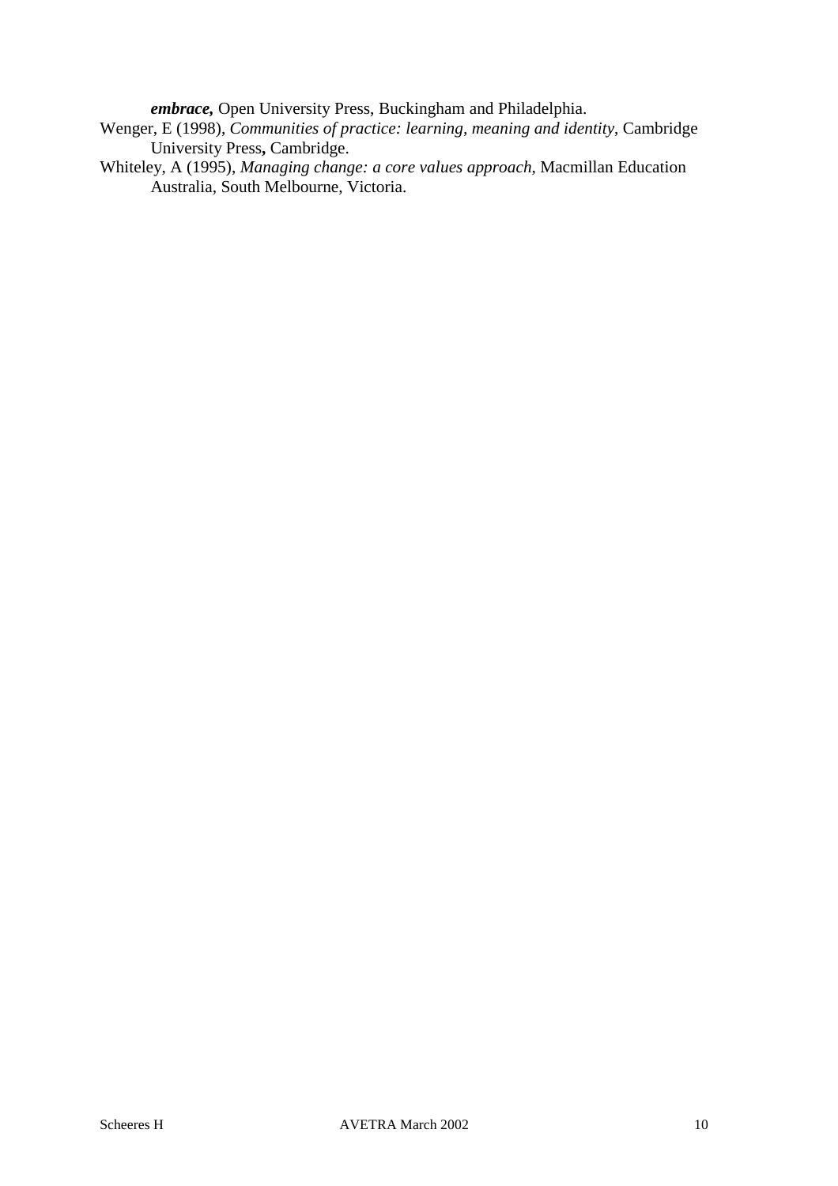***embrace,*** Open University Press, Buckingham and Philadelphia.

Wenger, E (1998), *Communities of practice: learning, meaning and identity*, Cambridge University Press**,** Cambridge.

Whiteley, A (1995), *Managing change: a core values approach*, Macmillan Education Australia, South Melbourne, Victoria.